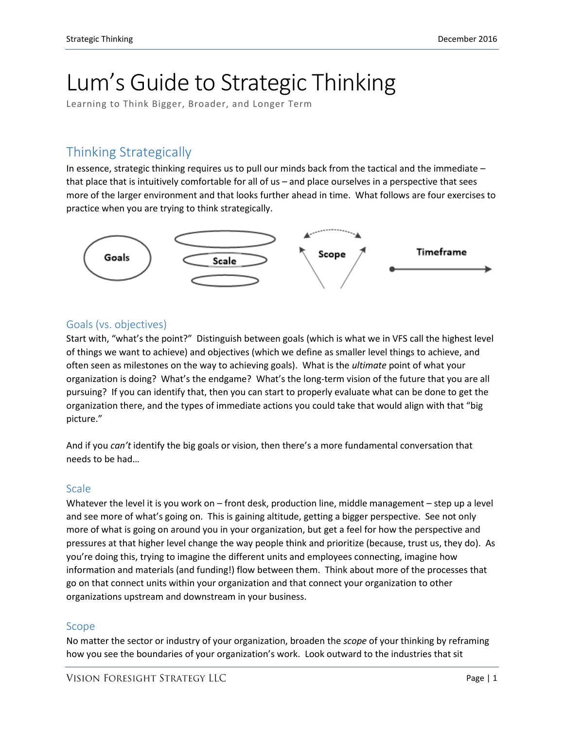# Lum's Guide to Strategic Thinking

Learning to Think Bigger, Broader, and Longer Term

## Thinking Strategically

In essence, strategic thinking requires us to pull our minds back from the tactical and the immediate – that place that is intuitively comfortable for all of us – and place ourselves in a perspective that sees more of the larger environment and that looks further ahead in time. What follows are four exercises to practice when you are trying to think strategically.

Goals   Scale   Scope   Timeframe

### Goals (vs. objectives)

Start with, "what's the point?" Distinguish between goals (which is what we in VFS call the highest level of things we want to achieve) and objectives (which we define as smaller level things to achieve, and often seen as milestones on the way to achieving goals). What is the *ultimate* point of what your organization is doing? What's the endgame? What's the long-term vision of the future that you are all pursuing? If you can identify that, then you can start to properly evaluate what can be done to get the organization there, and the types of immediate actions you could take that would align with that "big picture."

And if you *can't* identify the big goals or vision, then there's a more fundamental conversation that needs to be had…

### Scale

Whatever the level it is you work on – front desk, production line, middle management – step up a level and see more of what's going on. This is gaining altitude, getting a bigger perspective. See not only more of what is going on around you in your organization, but get a feel for how the perspective and pressures at that higher level change the way people think and prioritize (because, trust us, they do). As you're doing this, trying to imagine the different units and employees connecting, imagine how information and materials (and funding!) flow between them. Think about more of the processes that go on that connect units within your organization and that connect your organization to other organizations upstream and downstream in your business.

### Scope

No matter the sector or industry of your organization, broaden the *scope* of your thinking by reframing how you see the boundaries of your organization's work. Look outward to the industries that sit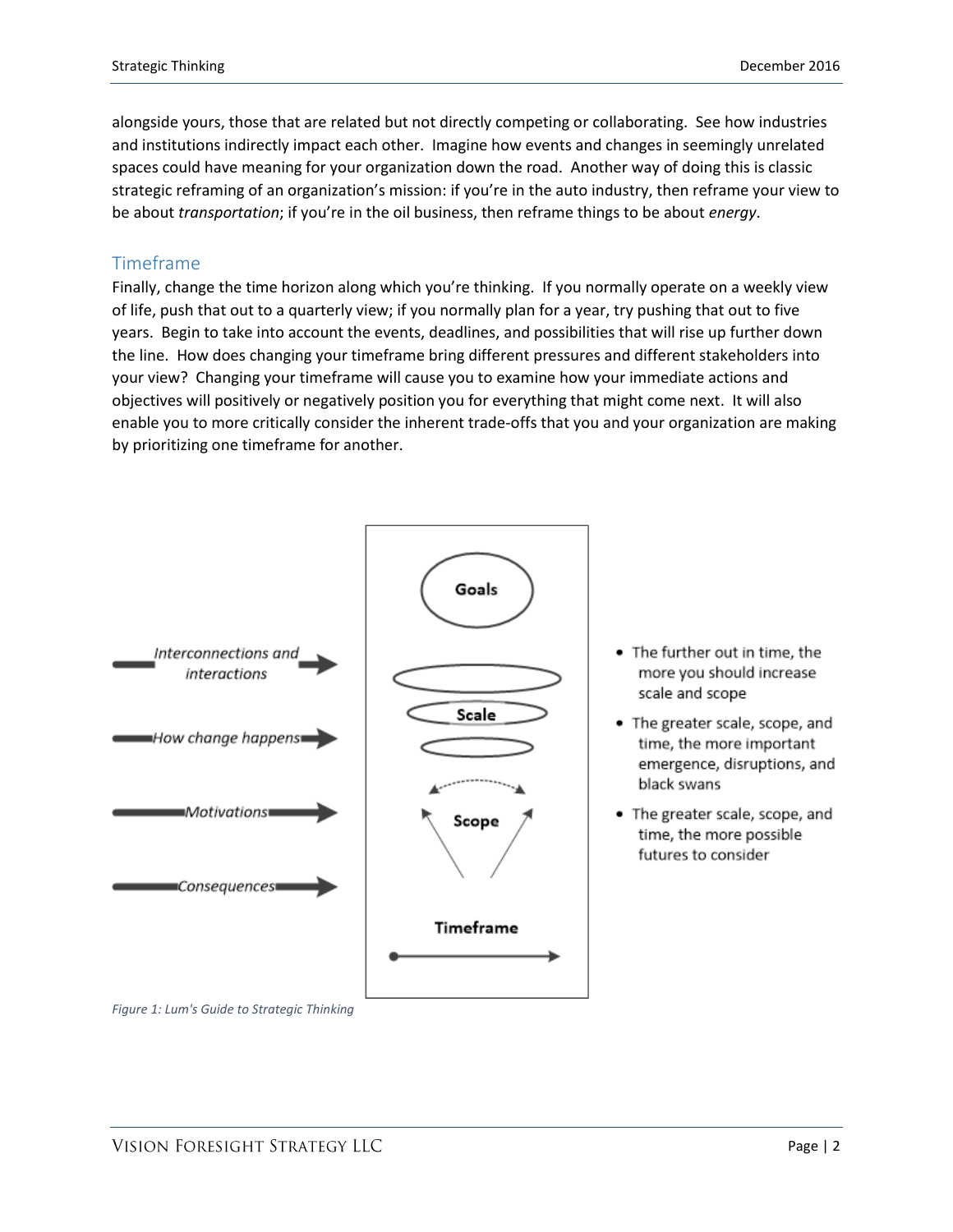alongside yours, those that are related but not directly competing or collaborating. See how industries and institutions indirectly impact each other. Imagine how events and changes in seemingly unrelated spaces could have meaning for your organization down the road. Another way of doing this is classic strategic reframing of an organization's mission: if you're in the auto industry, then reframe your view to be about *transportation*; if you're in the oil business, then reframe things to be about *energy*.

## Timeframe

Finally, change the time horizon along which you're thinking. If you normally operate on a weekly view of life, push that out to a quarterly view; if you normally plan for a year, try pushing that out to five years. Begin to take into account the events, deadlines, and possibilities that will rise up further down the line. How does changing your timeframe bring different pressures and different stakeholders into your view? Changing your timeframe will cause you to examine how your immediate actions and objectives will positively or negatively position you for everything that might come next. It will also enable you to more critically consider the inherent trade-offs that you and your organization are making by prioritizing one timeframe for another.

*Interconnections and interactions* → *How change happens* → *Motivations* → *Consequences* →

Goals

Scale

Scope

Timeframe

- The further out in time, the more you should increase scale and scope
- The greater scale, scope, and time, the more important emergence, disruptions, and black swans
- The greater scale, scope, and time, the more possible futures to consider

*Figure 1: Lum's Guide to Strategic Thinking*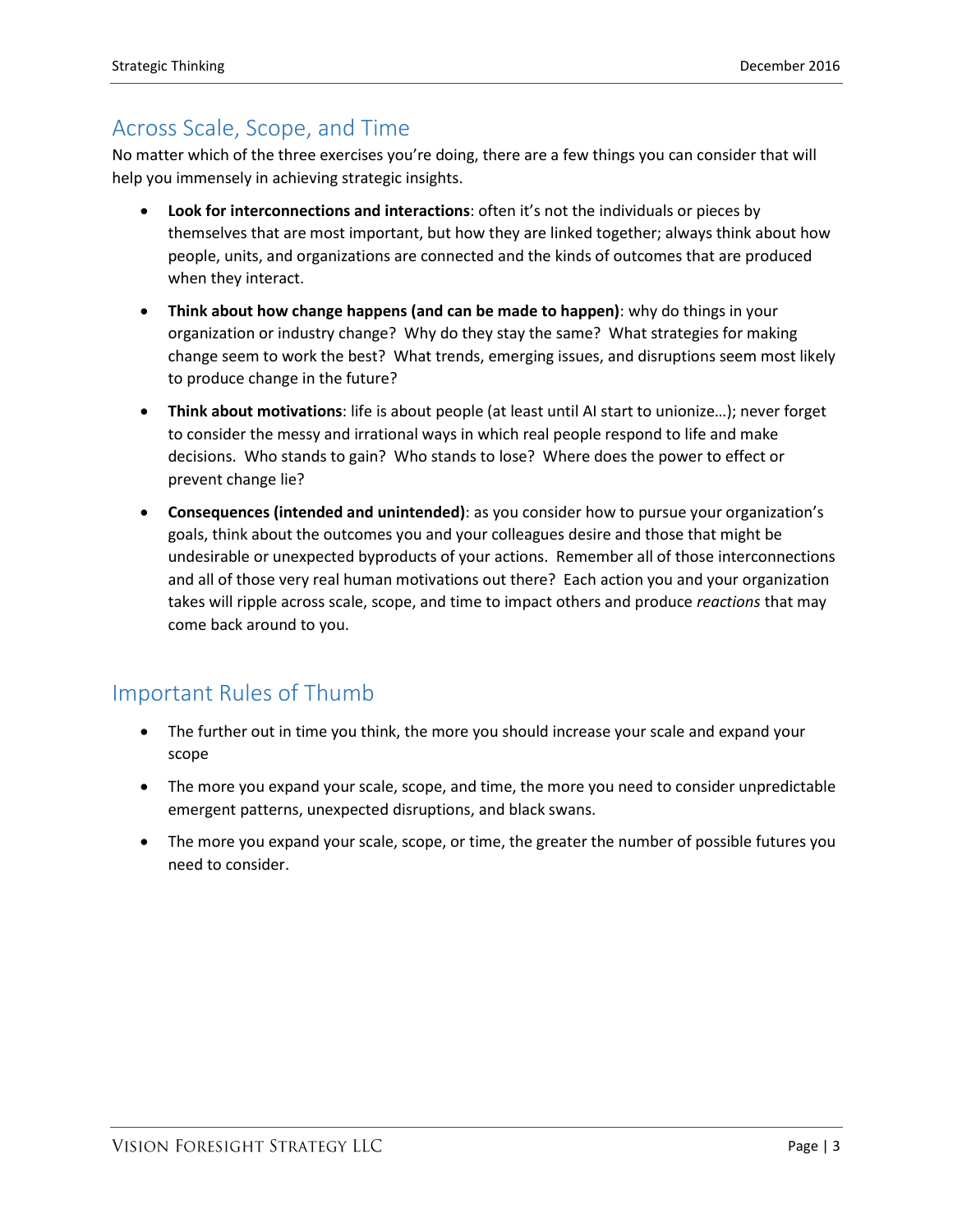## Across Scale, Scope, and Time

No matter which of the three exercises you're doing, there are a few things you can consider that will help you immensely in achieving strategic insights.

- **Look for interconnections and interactions**: often it's not the individuals or pieces by themselves that are most important, but how they are linked together; always think about how people, units, and organizations are connected and the kinds of outcomes that are produced when they interact.
- **Think about how change happens (and can be made to happen)**: why do things in your organization or industry change? Why do they stay the same? What strategies for making change seem to work the best? What trends, emerging issues, and disruptions seem most likely to produce change in the future?
- **Think about motivations**: life is about people (at least until AI start to unionize…); never forget to consider the messy and irrational ways in which real people respond to life and make decisions. Who stands to gain? Who stands to lose? Where does the power to effect or prevent change lie?
- **Consequences (intended and unintended)**: as you consider how to pursue your organization's goals, think about the outcomes you and your colleagues desire and those that might be undesirable or unexpected byproducts of your actions. Remember all of those interconnections and all of those very real human motivations out there? Each action you and your organization takes will ripple across scale, scope, and time to impact others and produce *reactions* that may come back around to you.

## Important Rules of Thumb

- The further out in time you think, the more you should increase your scale and expand your scope
- The more you expand your scale, scope, and time, the more you need to consider unpredictable emergent patterns, unexpected disruptions, and black swans.
- The more you expand your scale, scope, or time, the greater the number of possible futures you need to consider.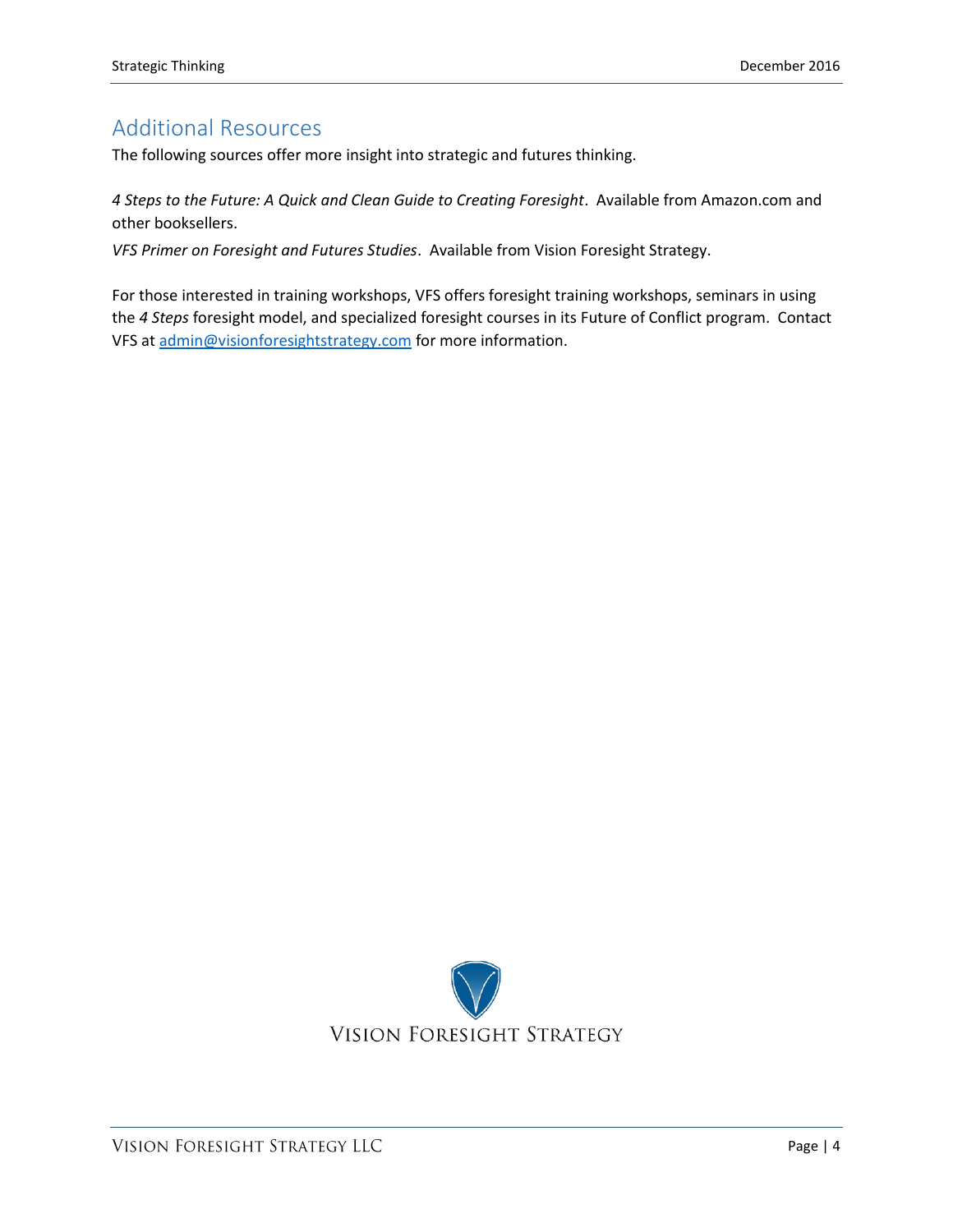## Additional Resources

The following sources offer more insight into strategic and futures thinking.

*4 Steps to the Future: A Quick and Clean Guide to Creating Foresight*. Available from Amazon.com and other booksellers.

*VFS Primer on Foresight and Futures Studies*. Available from Vision Foresight Strategy.

For those interested in training workshops, VFS offers foresight training workshops, seminars in using the *4 Steps* foresight model, and specialized foresight courses in its Future of Conflict program. Contact VFS at admin@visionforesightstrategy.com for more information.

Vision Foresight Strategy